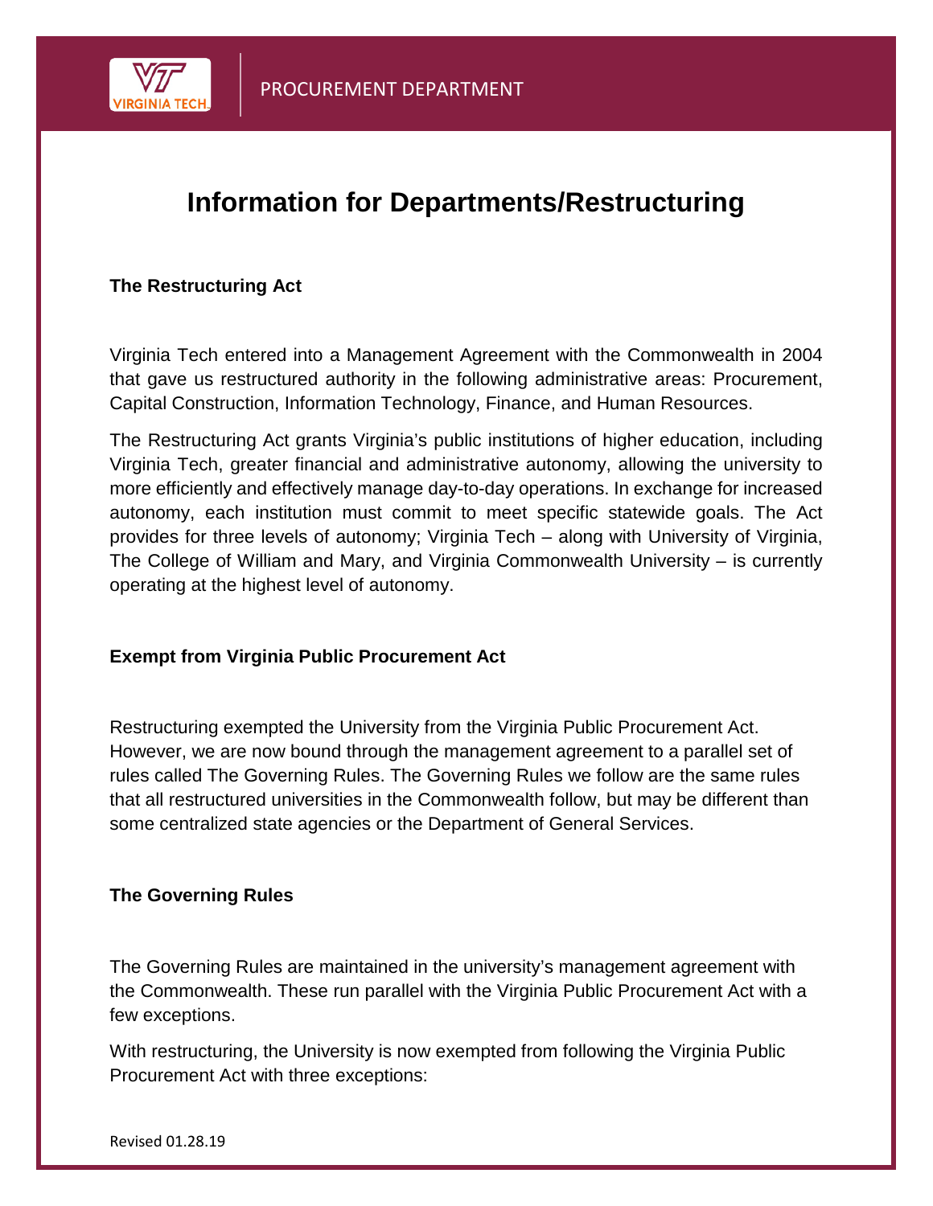# Information for Departments/Restructuring

## The Restructuring Act

Virginia Tech entered into a Management Agreement with the Commonwealth in 2004 that gave us restructured authority in the following administrative areas: Procurement, Capital Construction, Information Technology, Finance, and Human Resources.

The Restructuring Act grants Virginia's public institutions of higher education, including Virginia Tech, greater financial and administrative autonomy, allowing the university to more efficiently and effectively manage day-to-day operations. In exchange for increased autonomy, each institution must commit to meet specific statewide goals. The Act provides for three levels of autonomy; Virginia Tech – along with University of Virginia, The College of William and Mary, and Virginia Commonwealth University – is currently operating at the highest level of autonomy.

## Exempt from Virginia Public Procurement Act

Restructuring exempted the University from the Virginia Public Procurement Act. However, we are now bound through the management agreement to a parallel set of rules called The Governing Rules. The Governing Rules we follow are the same rules that all restructured universities in the Commonwealth follow, but may be different than some centralized state agencies or the Department of General Services.

## The Governing Rules

The Governing Rules are maintained in the university's management agreement with the Commonwealth. These run parallel with the Virginia Public Procurement Act with a few exceptions.

With restructuring, the University is now exempted from following the Virginia Public Procurement Act with three exceptions: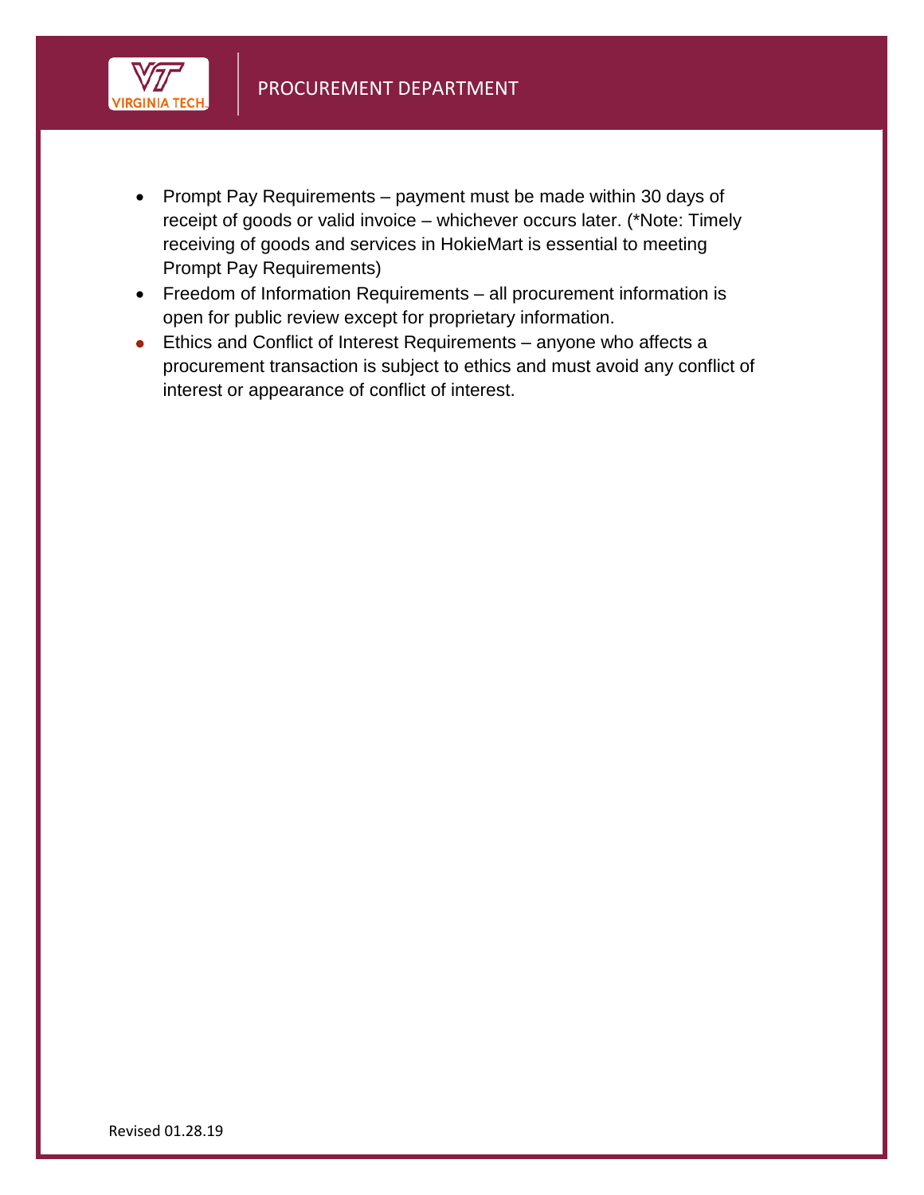- Prompt Pay Requirements – payment must be made within 30 days of receipt of goods or valid invoice – whichever occurs later. (*Note: Timely receiving of goods and services in HokieMart is essential to meeting Prompt Pay Requirements)
- Freedom of Information Requirements – all procurement information is open for public review except for proprietary information.
- Ethics and Conflict of Interest Requirements – anyone who affects a procurement transaction is subject to ethics and must avoid any conflict of interest or appearance of conflict of interest.

Revised 01.28.19